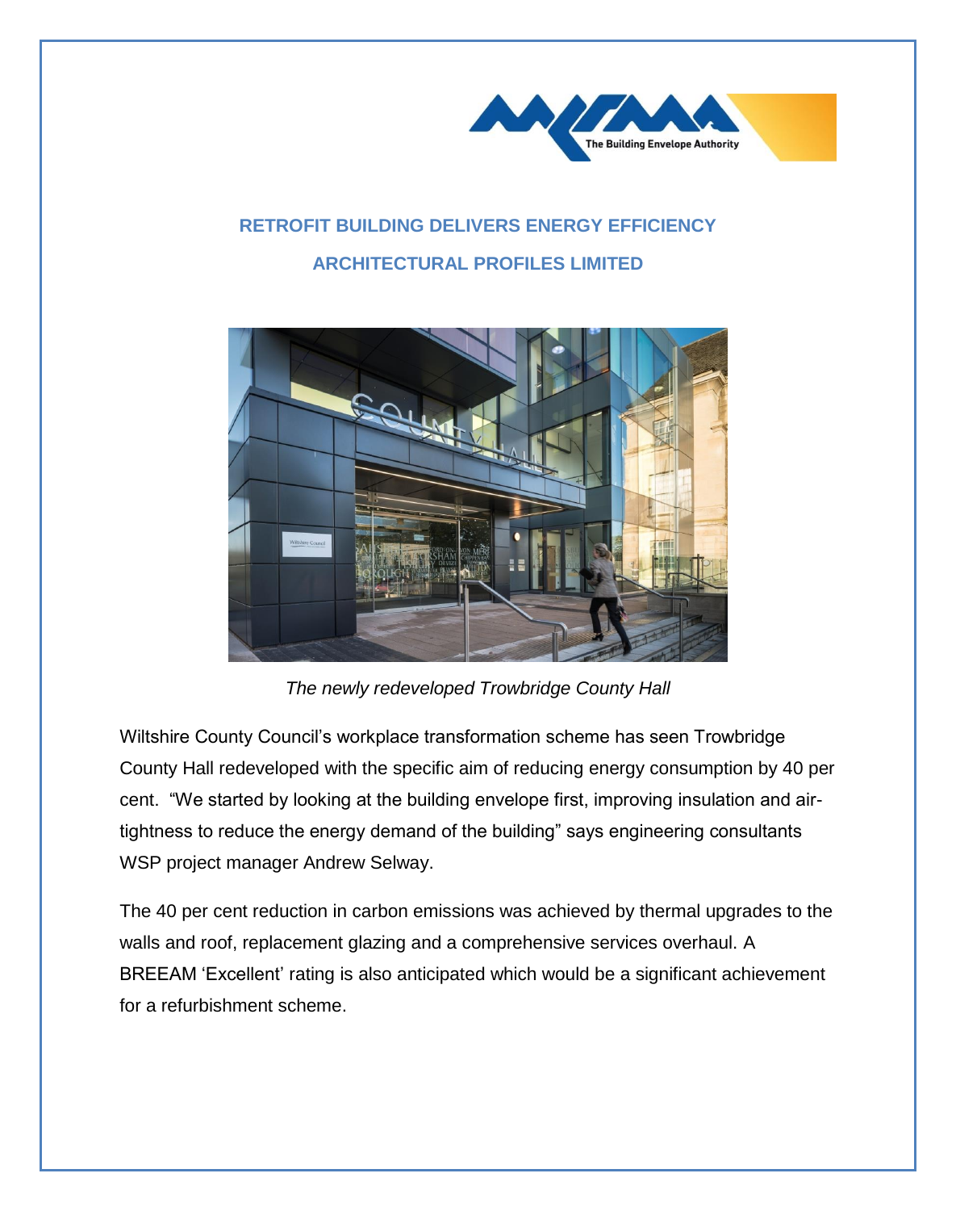## RETROFIT BUILDING DELIVERS ENERGY EFFICIENCY

## ARCHITECTURAL PROFILES LIMITED

*The newly redeveloped Trowbridge County Hall*

Wiltshire County Council's workplace transformation scheme has seen Trowbridge County Hall redeveloped with the specific aim of reducing energy consumption by 40 per cent. "We started by looking at the building envelope first, improving insulation and air-tightness to reduce the energy demand of the building" says engineering consultants WSP project manager Andrew Selway.

The 40 per cent reduction in carbon emissions was achieved by thermal upgrades to the walls and roof, replacement glazing and a comprehensive services overhaul. A BREEAM 'Excellent' rating is also anticipated which would be a significant achievement for a refurbishment scheme.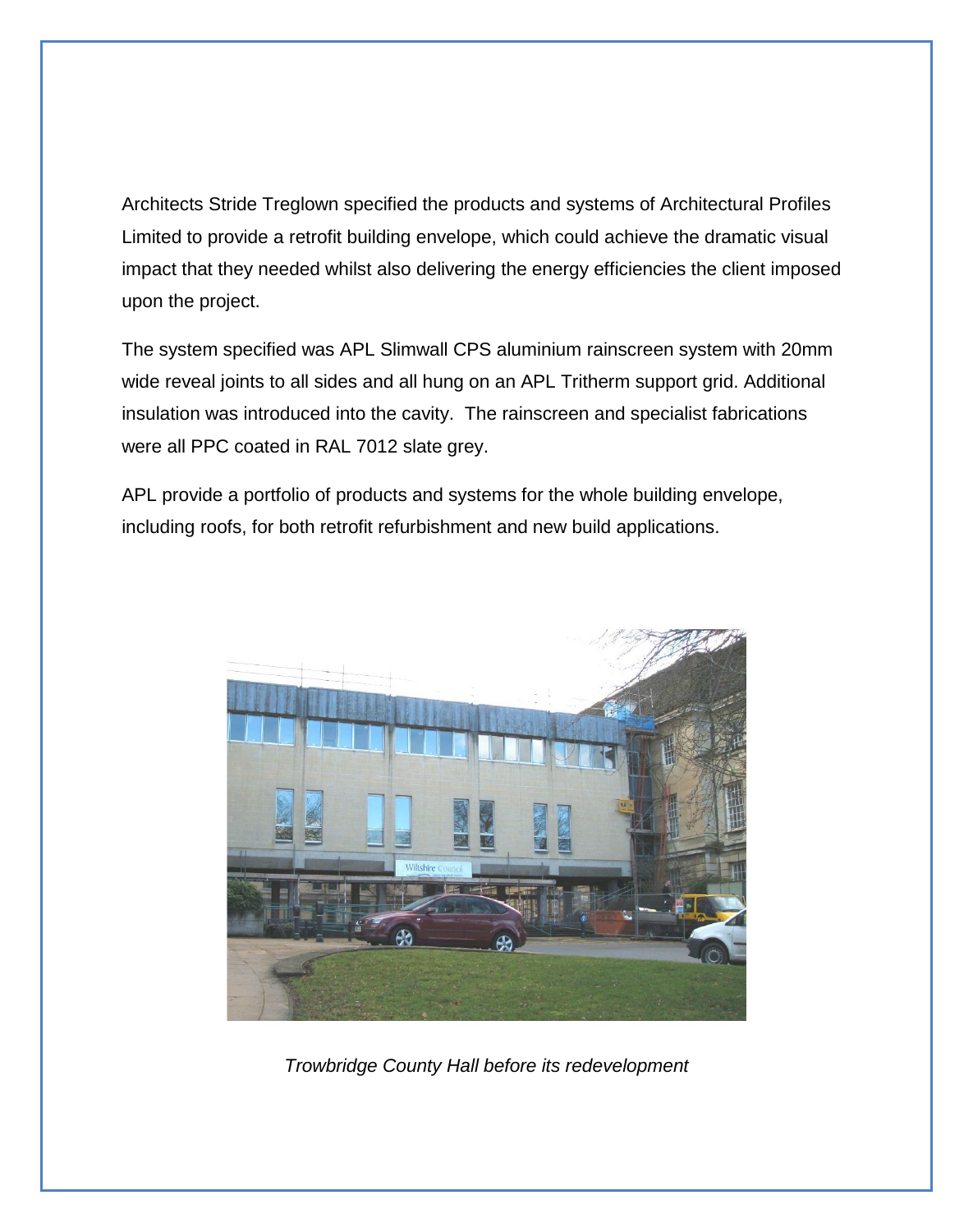Architects Stride Treglown specified the products and systems of Architectural Profiles Limited to provide a retrofit building envelope, which could achieve the dramatic visual impact that they needed whilst also delivering the energy efficiencies the client imposed upon the project.

The system specified was APL Slimwall CPS aluminium rainscreen system with 20mm wide reveal joints to all sides and all hung on an APL Tritherm support grid. Additional insulation was introduced into the cavity. The rainscreen and specialist fabrications were all PPC coated in RAL 7012 slate grey.

APL provide a portfolio of products and systems for the whole building envelope, including roofs, for both retrofit refurbishment and new build applications.

*Trowbridge County Hall before its redevelopment*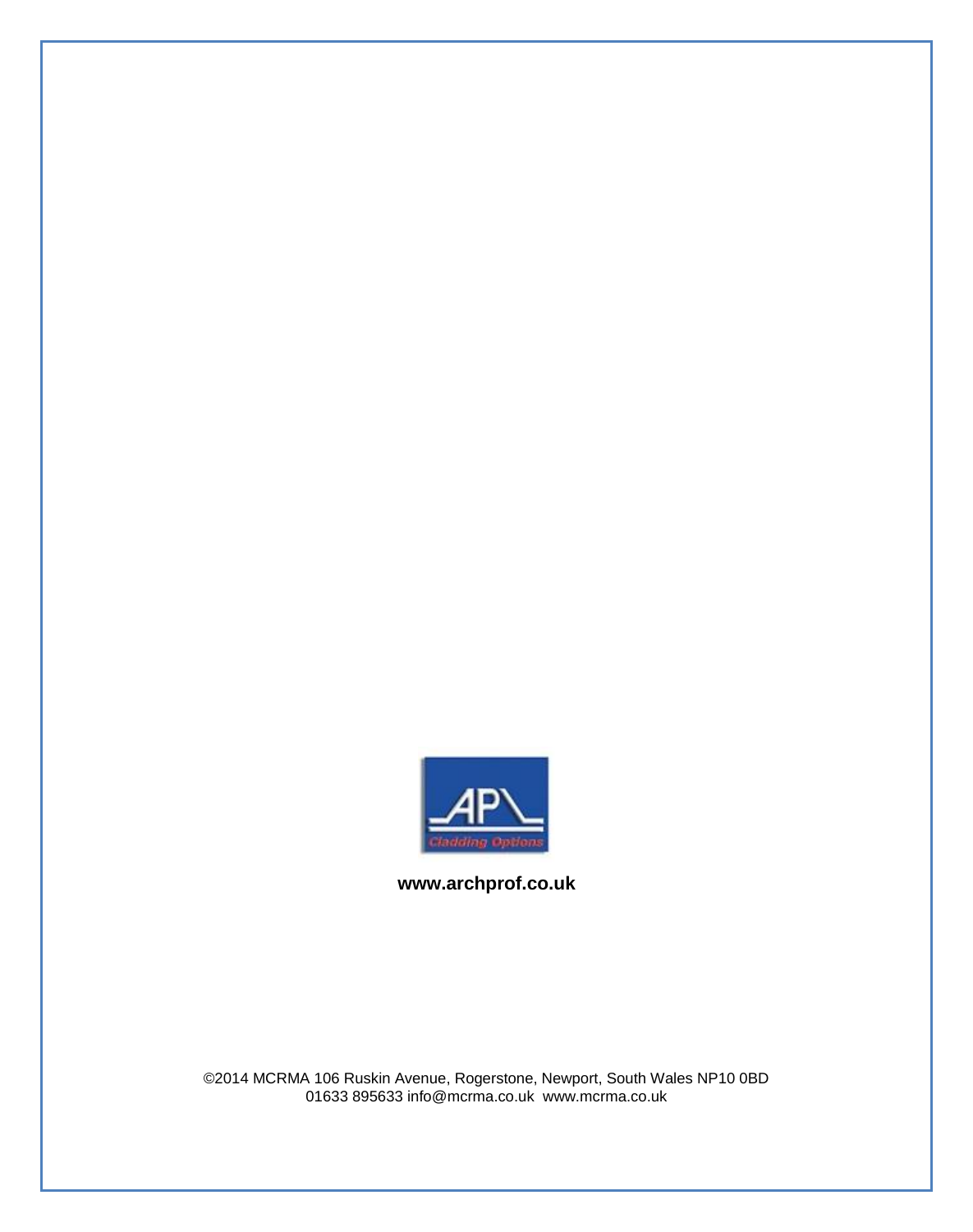**www.archprof.co.uk**

©2014 MCRMA 106 Ruskin Avenue, Rogerstone, Newport, South Wales NP10 0BD
01633 895633 info@mcrma.co.uk www.mcrma.co.uk